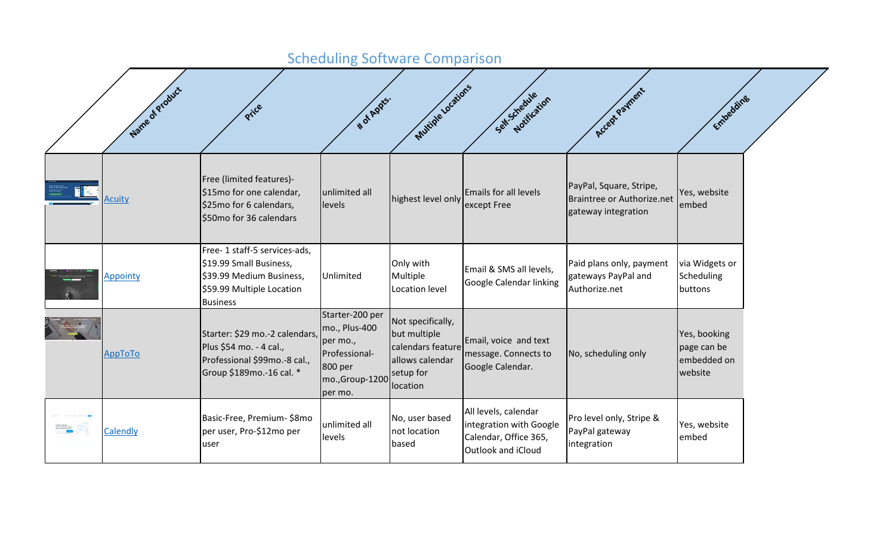# Scheduling Software Comparison

| | Name of Product | Price | # of Appts. | Multiple Locations | Self-Schedule Notification | Accept Payment | Embedding |
|---|---|---|---|---|---|---|---|
| | Acuity | Free (limited features)-$15mo for one calendar, $25mo for 6 calendars, $50mo for 36 calendars | unlimited all levels | highest level only | Emails for all levels except Free | PayPal, Square, Stripe, Braintree or Authorize.net gateway integration | Yes, website embed |
| | Appointy | Free- 1 staff-5 services-ads, $19.99 Small Business, $39.99 Medium Business, $59.99 Multiple Location Business | Unlimited | Only with Multiple Location level | Email & SMS all levels, Google Calendar linking | Paid plans only, payment gateways PayPal and Authorize.net | via Widgets or Scheduling buttons |
| | AppToTo | Starter: $29 mo.-2 calendars, Plus $54 mo. - 4 cal., Professional $99mo.-8 cal., Group $189mo.-16 cal. * | Starter-200 per mo., Plus-400 per mo., Professional-800 per mo.,Group-1200 per mo. | Not specifically, but multiple calendars feature allows calendar setup for location | Email, voice and text message. Connects to Google Calendar. | No, scheduling only | Yes, booking page can be embedded on website |
| | Calendly | Basic-Free, Premium- $8mo per user, Pro-$12mo per user | unlimited all levels | No, user based not location based | All levels, calendar integration with Google Calendar, Office 365, Outlook and iCloud | Pro level only, Stripe & PayPal gateway integration | Yes, website embed |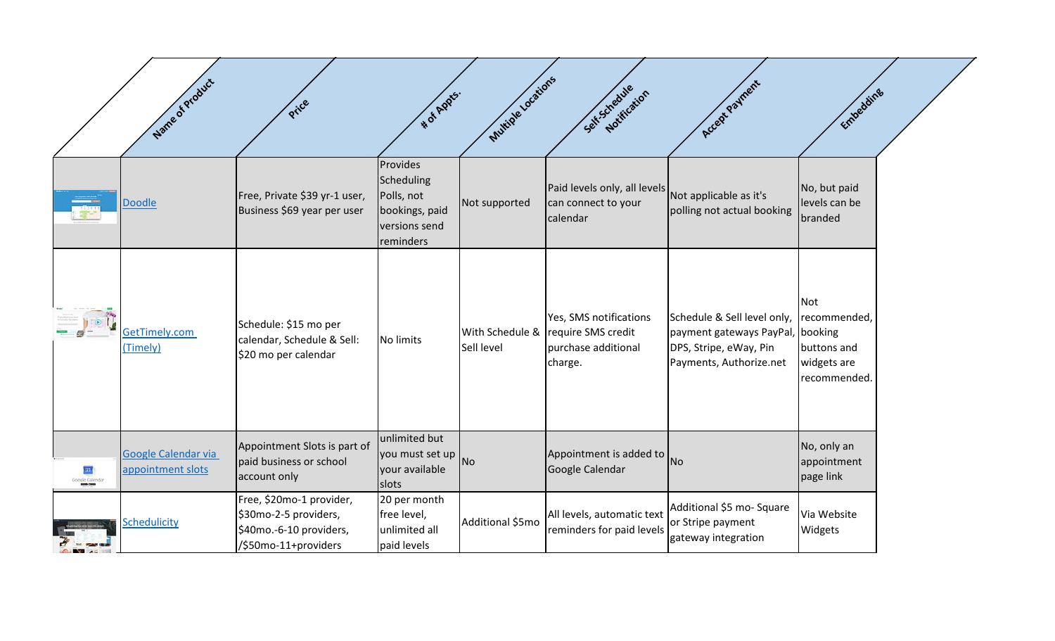| | Name of Product | Price | # of Appts. | Multiple Locations | Self-Schedule Notification | Accept Payment | Embedding |
|---|---|---|---|---|---|---|---|
| | Doodle | Free, Private $39 yr-1 user, Business $69 year per user | Provides Scheduling Polls, not bookings, paid versions send reminders | Not supported | Paid levels only, all levels can connect to your calendar | Not applicable as it's polling not actual booking | No, but paid levels can be branded |
| | GetTimely.com (Timely) | Schedule: $15 mo per calendar, Schedule & Sell: $20 mo per calendar | No limits | With Schedule & Sell level | Yes, SMS notifications require SMS credit purchase additional charge. | Schedule & Sell level only, payment gateways PayPal, DPS, Stripe, eWay, Pin Payments, Authorize.net | Not recommended, booking buttons and widgets are recommended. |
| | Google Calendar via appointment slots | Appointment Slots is part of paid business or school account only | unlimited but you must set up your available slots | No | Appointment is added to Google Calendar | No | No, only an appointment page link |
| | Schedulicity | Free, $20mo-1 provider, $30mo-2-5 providers, $40mo.-6-10 providers, /$50mo-11+providers | 20 per month free level, unlimited all paid levels | Additional $5mo | All levels, automatic text reminders for paid levels | Additional $5 mo- Square or Stripe payment gateway integration | Via Website Widgets |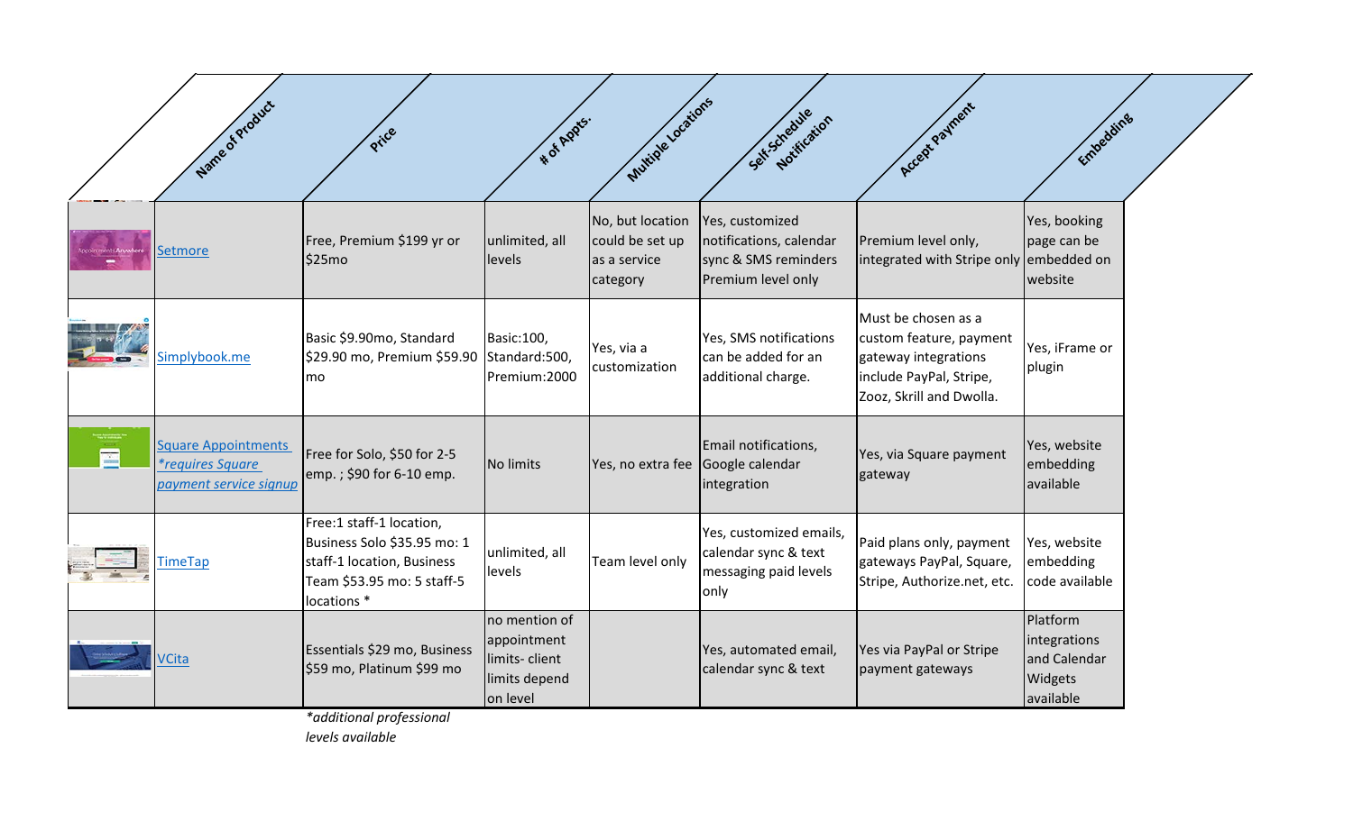| | Name of Product | Price | # of Appts. | Multiple Locations | Self-Schedule Notification | Accept Payment | Embedding |
|---|---|---|---|---|---|---|---|
| | Setmore | Free, Premium $199 yr or $25mo | unlimited, all levels | No, but location could be set up as a service category | Yes, customized notifications, calendar sync & SMS reminders Premium level only | Premium level only, integrated with Stripe only | Yes, booking page can be embedded on website |
| | Simplybook.me | Basic $9.90mo, Standard $29.90 mo, Premium $59.90 mo | Basic:100, Standard:500, Premium:2000 | Yes, via a customization | Yes, SMS notifications can be added for an additional charge. | Must be chosen as a custom feature, payment gateway integrations include PayPal, Stripe, Zooz, Skrill and Dwolla. | Yes, iFrame or plugin |
| | Square Appointments *requires Square payment service signup* | Free for Solo, $50 for 2-5 emp. ; $90 for 6-10 emp. | No limits | Yes, no extra fee | Email notifications, Google calendar integration | Yes, via Square payment gateway | Yes, website embedding available |
| | TimeTap | Free:1 staff-1 location, Business Solo $35.95 mo: 1 staff-1 location, Business Team $53.95 mo: 5 staff-5 locations * | unlimited, all levels | Team level only | Yes, customized emails, calendar sync & text messaging paid levels only | Paid plans only, payment gateways PayPal, Square, Stripe, Authorize.net, etc. | Yes, website embedding code available |
| | VCita | Essentials $29 mo, Business $59 mo, Platinum $99 mo | no mention of appointment limits- client limits depend on level | | Yes, automated email, calendar sync & text | Yes via PayPal or Stripe payment gateways | Platform integrations and Calendar Widgets available |

*\*additional professional levels available*